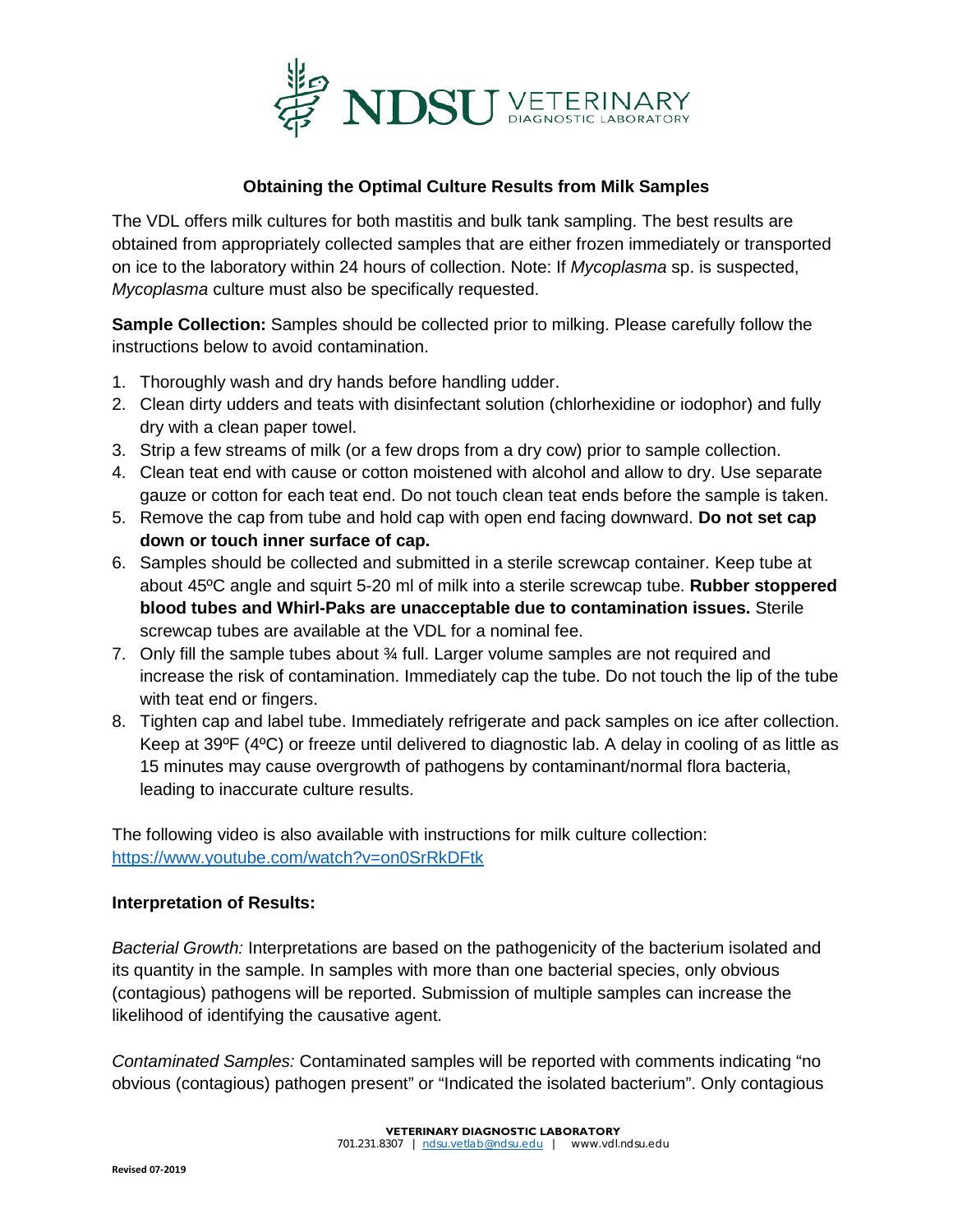# Obtaining the Optimal Culture Results from Milk Samples

The VDL offers milk cultures for both mastitis and bulk tank sampling. The best results are obtained from appropriately collected samples that are either frozen immediately or transported on ice to the laboratory within 24 hours of collection. Note: If *Mycoplasma* sp. is suspected, *Mycoplasma* culture must also be specifically requested.

**Sample Collection:** Samples should be collected prior to milking. Please carefully follow the instructions below to avoid contamination.

1. Thoroughly wash and dry hands before handling udder.
2. Clean dirty udders and teats with disinfectant solution (chlorhexidine or iodophor) and fully dry with a clean paper towel.
3. Strip a few streams of milk (or a few drops from a dry cow) prior to sample collection.
4. Clean teat end with cause or cotton moistened with alcohol and allow to dry. Use separate gauze or cotton for each teat end. Do not touch clean teat ends before the sample is taken.
5. Remove the cap from tube and hold cap with open end facing downward. **Do not set cap down or touch inner surface of cap.**
6. Samples should be collected and submitted in a sterile screwcap container. Keep tube at about 45ºC angle and squirt 5-20 ml of milk into a sterile screwcap tube. **Rubber stoppered blood tubes and Whirl-Paks are unacceptable due to contamination issues.** Sterile screwcap tubes are available at the VDL for a nominal fee.
7. Only fill the sample tubes about ¾ full. Larger volume samples are not required and increase the risk of contamination. Immediately cap the tube. Do not touch the lip of the tube with teat end or fingers.
8. Tighten cap and label tube. Immediately refrigerate and pack samples on ice after collection. Keep at 39ºF (4ºC) or freeze until delivered to diagnostic lab. A delay in cooling of as little as 15 minutes may cause overgrowth of pathogens by contaminant/normal flora bacteria, leading to inaccurate culture results.

The following video is also available with instructions for milk culture collection: https://www.youtube.com/watch?v=on0SrRkDFtk

**Interpretation of Results:**

*Bacterial Growth:* Interpretations are based on the pathogenicity of the bacterium isolated and its quantity in the sample. In samples with more than one bacterial species, only obvious (contagious) pathogens will be reported. Submission of multiple samples can increase the likelihood of identifying the causative agent.

*Contaminated Samples:* Contaminated samples will be reported with comments indicating "no obvious (contagious) pathogen present" or "Indicated the isolated bacterium". Only contagious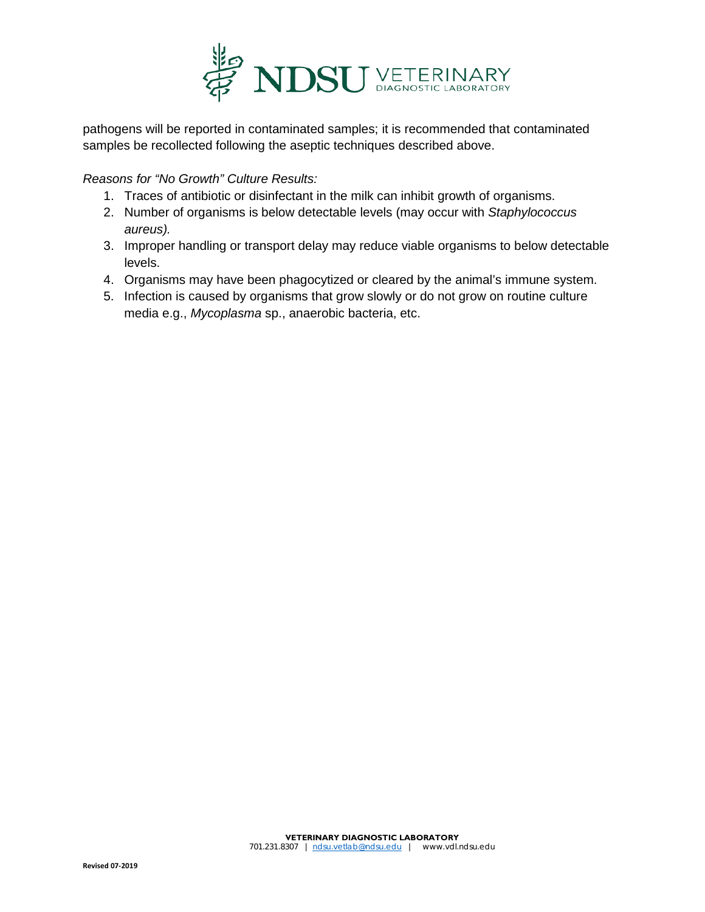pathogens will be reported in contaminated samples; it is recommended that contaminated samples be recollected following the aseptic techniques described above.

*Reasons for "No Growth" Culture Results:*

1. Traces of antibiotic or disinfectant in the milk can inhibit growth of organisms.
2. Number of organisms is below detectable levels (may occur with *Staphylococcus aureus).*
3. Improper handling or transport delay may reduce viable organisms to below detectable levels.
4. Organisms may have been phagocytized or cleared by the animal's immune system.
5. Infection is caused by organisms that grow slowly or do not grow on routine culture media e.g., *Mycoplasma* sp., anaerobic bacteria, etc.